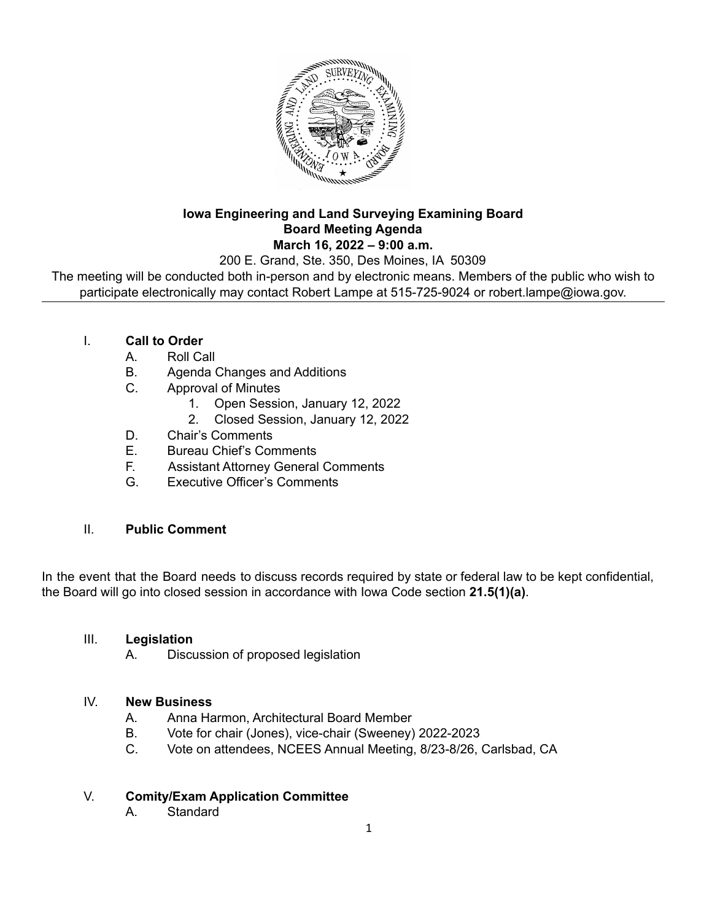**Iowa Engineering and Land Surveying Examining Board**
**Board Meeting Agenda**
**March 16, 2022 – 9:00 a.m.**

200 E. Grand, Ste. 350, Des Moines, IA 50309

The meeting will be conducted both in-person and by electronic means. Members of the public who wish to participate electronically may contact Robert Lampe at 515-725-9024 or robert.lampe@iowa.gov.

---

I. **Call to Order**
   - A. Roll Call
   - B. Agenda Changes and Additions
   - C. Approval of Minutes
     1. Open Session, January 12, 2022
     2. Closed Session, January 12, 2022
   - D. Chair's Comments
   - E. Bureau Chief's Comments
   - F. Assistant Attorney General Comments
   - G. Executive Officer's Comments

II. **Public Comment**

In the event that the Board needs to discuss records required by state or federal law to be kept confidential, the Board will go into closed session in accordance with Iowa Code section **21.5(1)(a)**.

III. **Legislation**
   - A. Discussion of proposed legislation

IV. **New Business**
   - A. Anna Harmon, Architectural Board Member
   - B. Vote for chair (Jones), vice-chair (Sweeney) 2022-2023
   - C. Vote on attendees, NCEES Annual Meeting, 8/23-8/26, Carlsbad, CA

V. **Comity/Exam Application Committee**
   - A. Standard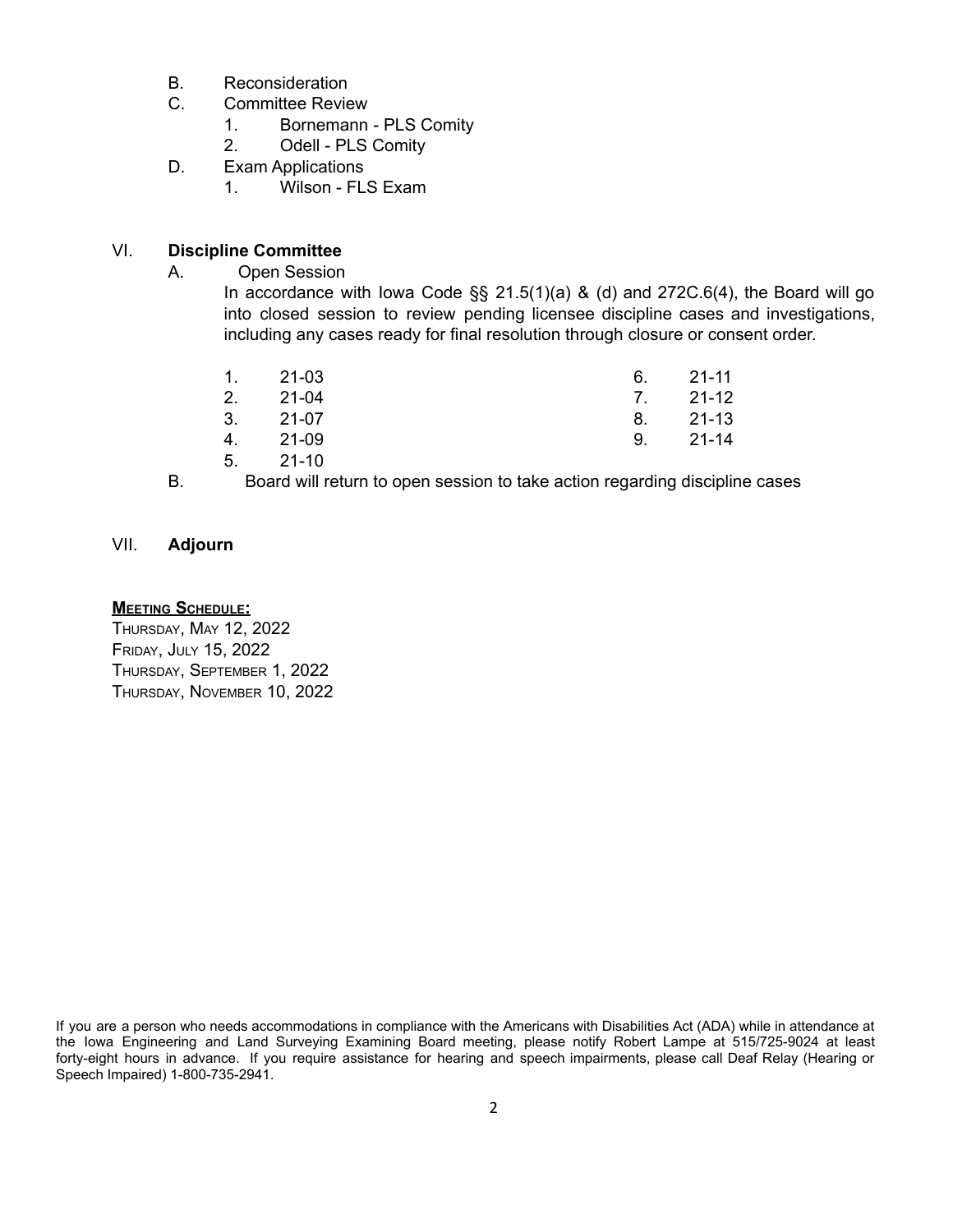B. Reconsideration

C. Committee Review
   1. Bornemann - PLS Comity
   2. Odell - PLS Comity

D. Exam Applications
   1. Wilson - FLS Exam

VI. **Discipline Committee**

A. Open Session

In accordance with Iowa Code §§ 21.5(1)(a) & (d) and 272C.6(4), the Board will go into closed session to review pending licensee discipline cases and investigations, including any cases ready for final resolution through closure or consent order.

1. 21-03
2. 21-04
3. 21-07
4. 21-09
5. 21-10
6. 21-11
7. 21-12
8. 21-13
9. 21-14

B. Board will return to open session to take action regarding discipline cases

VII. **Adjourn**

**<u>Meeting Schedule:</u>**

Thursday, May 12, 2022
Friday, July 15, 2022
Thursday, September 1, 2022
Thursday, November 10, 2022

If you are a person who needs accommodations in compliance with the Americans with Disabilities Act (ADA) while in attendance at the Iowa Engineering and Land Surveying Examining Board meeting, please notify Robert Lampe at 515/725-9024 at least forty-eight hours in advance. If you require assistance for hearing and speech impairments, please call Deaf Relay (Hearing or Speech Impaired) 1-800-735-2941.